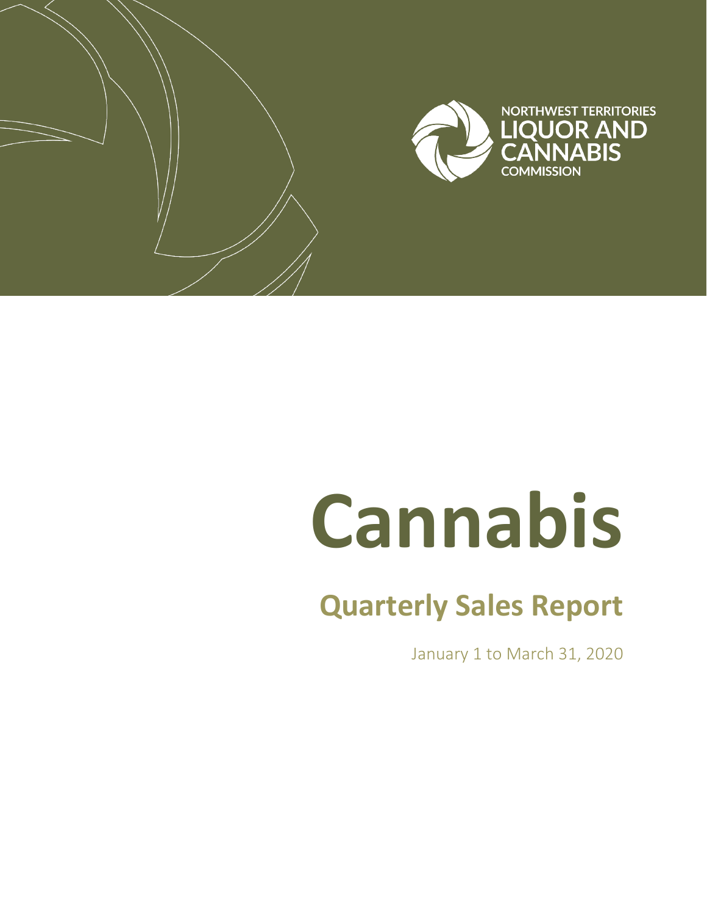NORTHWEST TERRITORIES
LIQUOR AND
CANNABIS
COMMISSION

# Cannabis

## Quarterly Sales Report

January 1 to March 31, 2020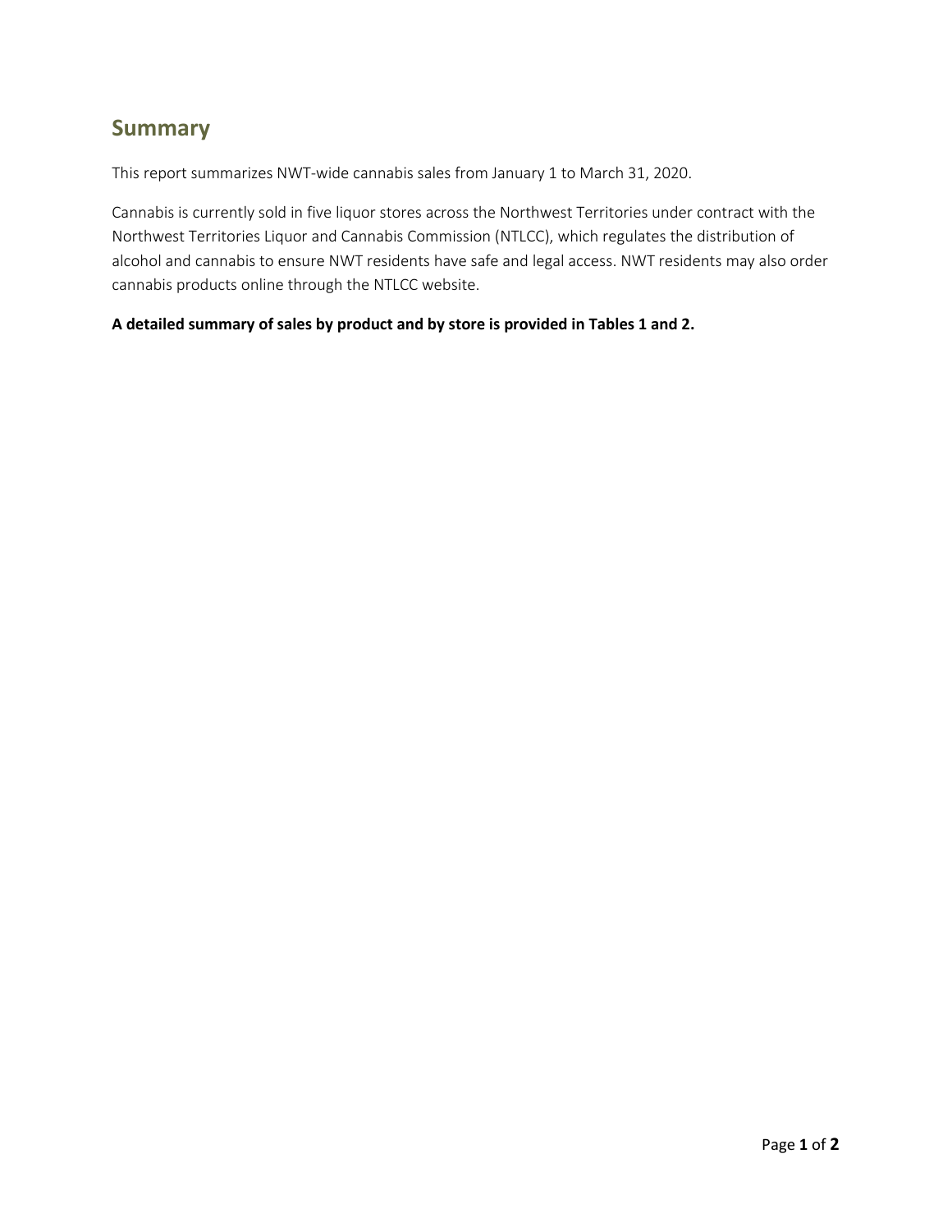## Summary

This report summarizes NWT-wide cannabis sales from January 1 to March 31, 2020.

Cannabis is currently sold in five liquor stores across the Northwest Territories under contract with the Northwest Territories Liquor and Cannabis Commission (NTLCC), which regulates the distribution of alcohol and cannabis to ensure NWT residents have safe and legal access. NWT residents may also order cannabis products online through the NTLCC website.

**A detailed summary of sales by product and by store is provided in Tables 1 and 2.**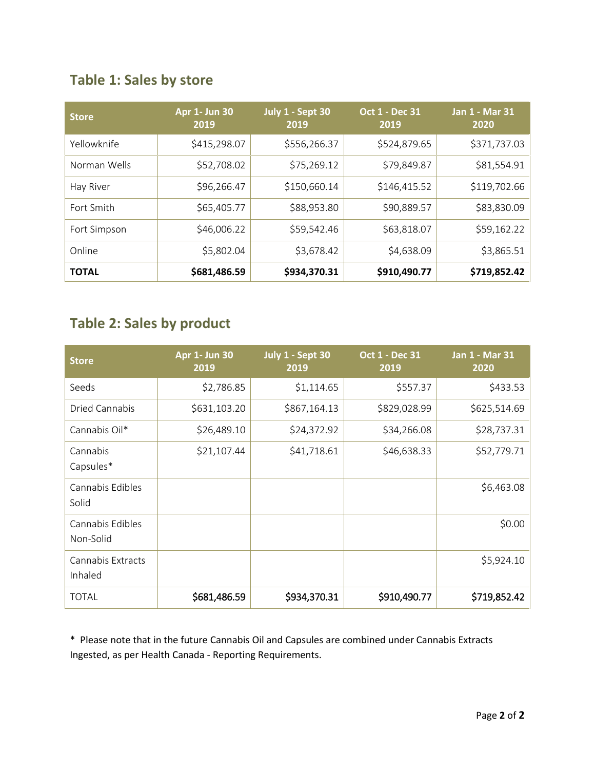## Table 1: Sales by store

| Store | Apr 1- Jun 30 2019 | July 1 - Sept 30 2019 | Oct 1 - Dec 31 2019 | Jan 1 - Mar 31 2020 |
|---|---|---|---|---|
| Yellowknife | $415,298.07 | $556,266.37 | $524,879.65 | $371,737.03 |
| Norman Wells | $52,708.02 | $75,269.12 | $79,849.87 | $81,554.91 |
| Hay River | $96,266.47 | $150,660.14 | $146,415.52 | $119,702.66 |
| Fort Smith | $65,405.77 | $88,953.80 | $90,889.57 | $83,830.09 |
| Fort Simpson | $46,006.22 | $59,542.46 | $63,818.07 | $59,162.22 |
| Online | $5,802.04 | $3,678.42 | $4,638.09 | $3,865.51 |
| **TOTAL** | **$681,486.59** | **$934,370.31** | **$910,490.77** | **$719,852.42** |

## Table 2: Sales by product

| Store | Apr 1- Jun 30 2019 | July 1 - Sept 30 2019 | Oct 1 - Dec 31 2019 | Jan 1 - Mar 31 2020 |
|---|---|---|---|---|
| Seeds | $2,786.85 | $1,114.65 | $557.37 | $433.53 |
| Dried Cannabis | $631,103.20 | $867,164.13 | $829,028.99 | $625,514.69 |
| Cannabis Oil* | $26,489.10 | $24,372.92 | $34,266.08 | $28,737.31 |
| Cannabis Capsules* | $21,107.44 | $41,718.61 | $46,638.33 | $52,779.71 |
| Cannabis Edibles Solid | | | | $6,463.08 |
| Cannabis Edibles Non-Solid | | | | $0.00 |
| Cannabis Extracts Inhaled | | | | $5,924.10 |
| TOTAL | $681,486.59 | $934,370.31 | $910,490.77 | $719,852.42 |

* Please note that in the future Cannabis Oil and Capsules are combined under Cannabis Extracts Ingested, as per Health Canada - Reporting Requirements.